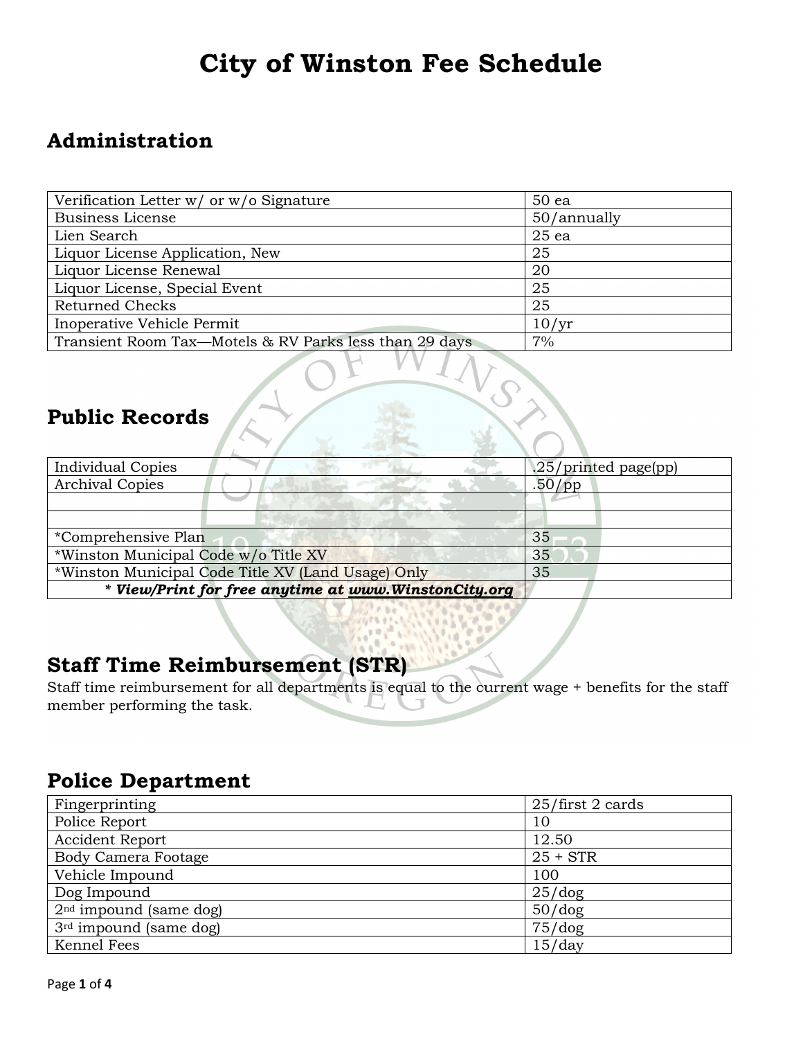# City of Winston Fee Schedule

## Administration

| | |
|---|---|
| Verification Letter w/ or w/o Signature | 50 ea |
| Business License | 50/annually |
| Lien Search | 25 ea |
| Liquor License Application, New | 25 |
| Liquor License Renewal | 20 |
| Liquor License, Special Event | 25 |
| Returned Checks | 25 |
| Inoperative Vehicle Permit | 10/yr |
| Transient Room Tax—Motels & RV Parks less than 29 days | 7% |

## Public Records

| | |
|---|---|
| Individual Copies | .25/printed page(pp) |
| Archival Copies | .50/pp |
| | |
| | |
| *Comprehensive Plan | 35 |
| *Winston Municipal Code w/o Title XV | 35 |
| *Winston Municipal Code Title XV (Land Usage) Only | 35 |
| ***\* View/Print for free anytime at www.WinstonCity.org*** | |

## Staff Time Reimbursement (STR)

Staff time reimbursement for all departments is equal to the current wage + benefits for the staff member performing the task.

## Police Department

| | |
|---|---|
| Fingerprinting | 25/first 2 cards |
| Police Report | 10 |
| Accident Report | 12.50 |
| Body Camera Footage | 25 + STR |
| Vehicle Impound | 100 |
| Dog Impound | 25/dog |
| 2nd impound (same dog) | 50/dog |
| 3rd impound (same dog) | 75/dog |
| Kennel Fees | 15/day |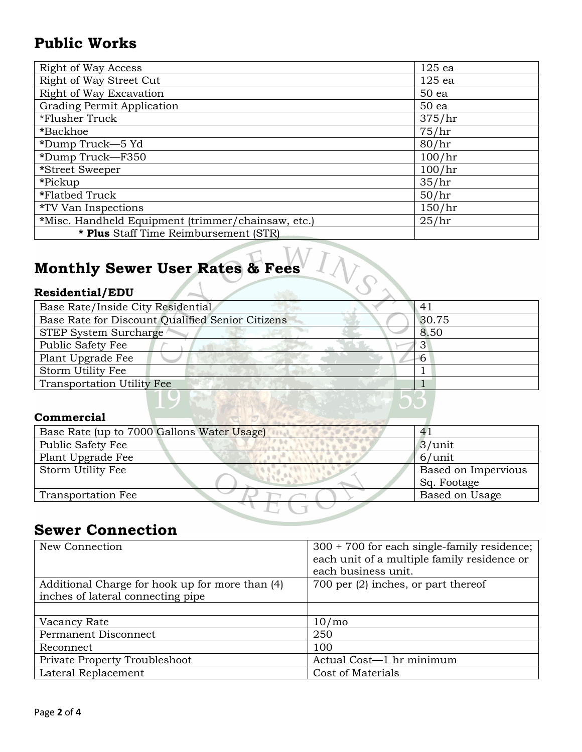## Public Works

| | |
|---|---|
| Right of Way Access | 125 ea |
| Right of Way Street Cut | 125 ea |
| Right of Way Excavation | 50 ea |
| Grading Permit Application | 50 ea |
| *Flusher Truck | 375/hr |
| *Backhoe | 75/hr |
| *Dump Truck—5 Yd | 80/hr |
| *Dump Truck—F350 | 100/hr |
| *Street Sweeper | 100/hr |
| *Pickup | 35/hr |
| *Flatbed Truck | 50/hr |
| *TV Van Inspections | 150/hr |
| *Misc. Handheld Equipment (trimmer/chainsaw, etc.) | 25/hr |
| * **Plus** Staff Time Reimbursement (STR) | |

## Monthly Sewer User Rates & Fees

### Residential/EDU

| | |
|---|---|
| Base Rate/Inside City Residential | 41 |
| Base Rate for Discount Qualified Senior Citizens | 30.75 |
| STEP System Surcharge | 8.50 |
| Public Safety Fee | 3 |
| Plant Upgrade Fee | 6 |
| Storm Utility Fee | 1 |
| Transportation Utility Fee | 1 |

### Commercial

| | |
|---|---|
| Base Rate (up to 7000 Gallons Water Usage) | 41 |
| Public Safety Fee | 3/unit |
| Plant Upgrade Fee | 6/unit |
| Storm Utility Fee | Based on Impervious Sq. Footage |
| Transportation Fee | Based on Usage |

## Sewer Connection

| | |
|---|---|
| New Connection | 300 + 700 for each single-family residence; each unit of a multiple family residence or each business unit. |
| Additional Charge for hook up for more than (4) inches of lateral connecting pipe | 700 per (2) inches, or part thereof |
| | |
| Vacancy Rate | 10/mo |
| Permanent Disconnect | 250 |
| Reconnect | 100 |
| Private Property Troubleshoot | Actual Cost—1 hr minimum |
| Lateral Replacement | Cost of Materials |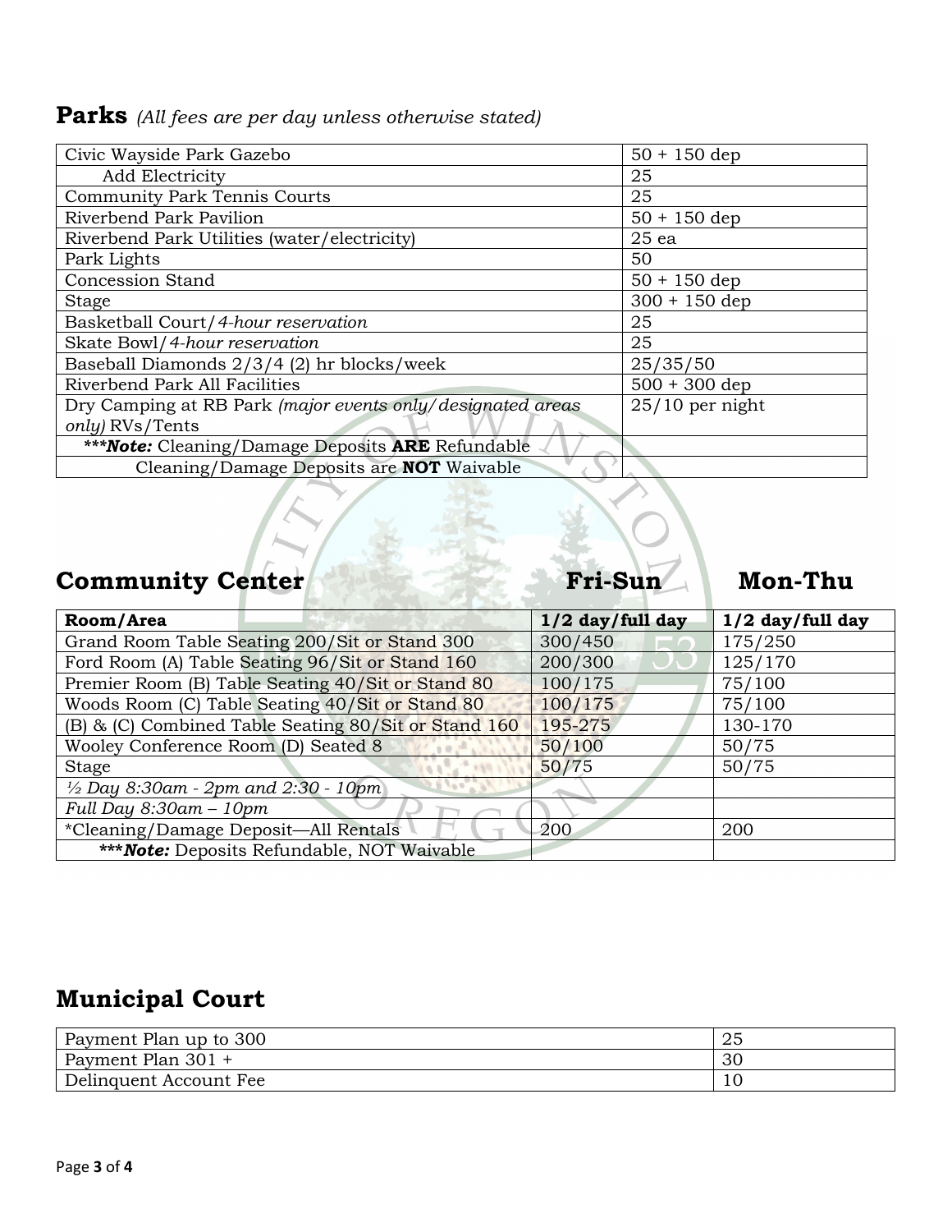## **Parks** *(All fees are per day unless otherwise stated)*

| Item | Fee |
|---|---|
| Civic Wayside Park Gazebo | 50 + 150 dep |
| Add Electricity | 25 |
| Community Park Tennis Courts | 25 |
| Riverbend Park Pavilion | 50 + 150 dep |
| Riverbend Park Utilities (water/electricity) | 25 ea |
| Park Lights | 50 |
| Concession Stand | 50 + 150 dep |
| Stage | 300 + 150 dep |
| Basketball Court/*4-hour reservation* | 25 |
| Skate Bowl/*4-hour reservation* | 25 |
| Baseball Diamonds 2/3/4 (2) hr blocks/week | 25/35/50 |
| Riverbend Park All Facilities | 500 + 300 dep |
| Dry Camping at RB Park *(major events only/designated areas only)* RVs/Tents | 25/10 per night |
| ****Note:*** Cleaning/Damage Deposits **ARE** Refundable | |
| Cleaning/Damage Deposits are **NOT** Waivable | |

## **Community Center**

| Room/Area | Fri-Sun 1/2 day/full day | Mon-Thu 1/2 day/full day |
|---|---|---|
| Grand Room Table Seating 200/Sit or Stand 300 | 300/450 | 175/250 |
| Ford Room (A) Table Seating 96/Sit or Stand 160 | 200/300 | 125/170 |
| Premier Room (B) Table Seating 40/Sit or Stand 80 | 100/175 | 75/100 |
| Woods Room (C) Table Seating 40/Sit or Stand 80 | 100/175 | 75/100 |
| (B) & (C) Combined Table Seating 80/Sit or Stand 160 | 195-275 | 130-170 |
| Wooley Conference Room (D) Seated 8 | 50/100 | 50/75 |
| Stage | 50/75 | 50/75 |
| *½ Day 8:30am - 2pm and 2:30 - 10pm* | | |
| *Full Day 8:30am – 10pm* | | |
| *Cleaning/Damage Deposit—All Rentals | 200 | 200 |
| ****Note:*** Deposits Refundable, NOT Waivable | | |

## **Municipal Court**

| Item | Fee |
|---|---|
| Payment Plan up to 300 | 25 |
| Payment Plan 301 + | 30 |
| Delinquent Account Fee | 10 |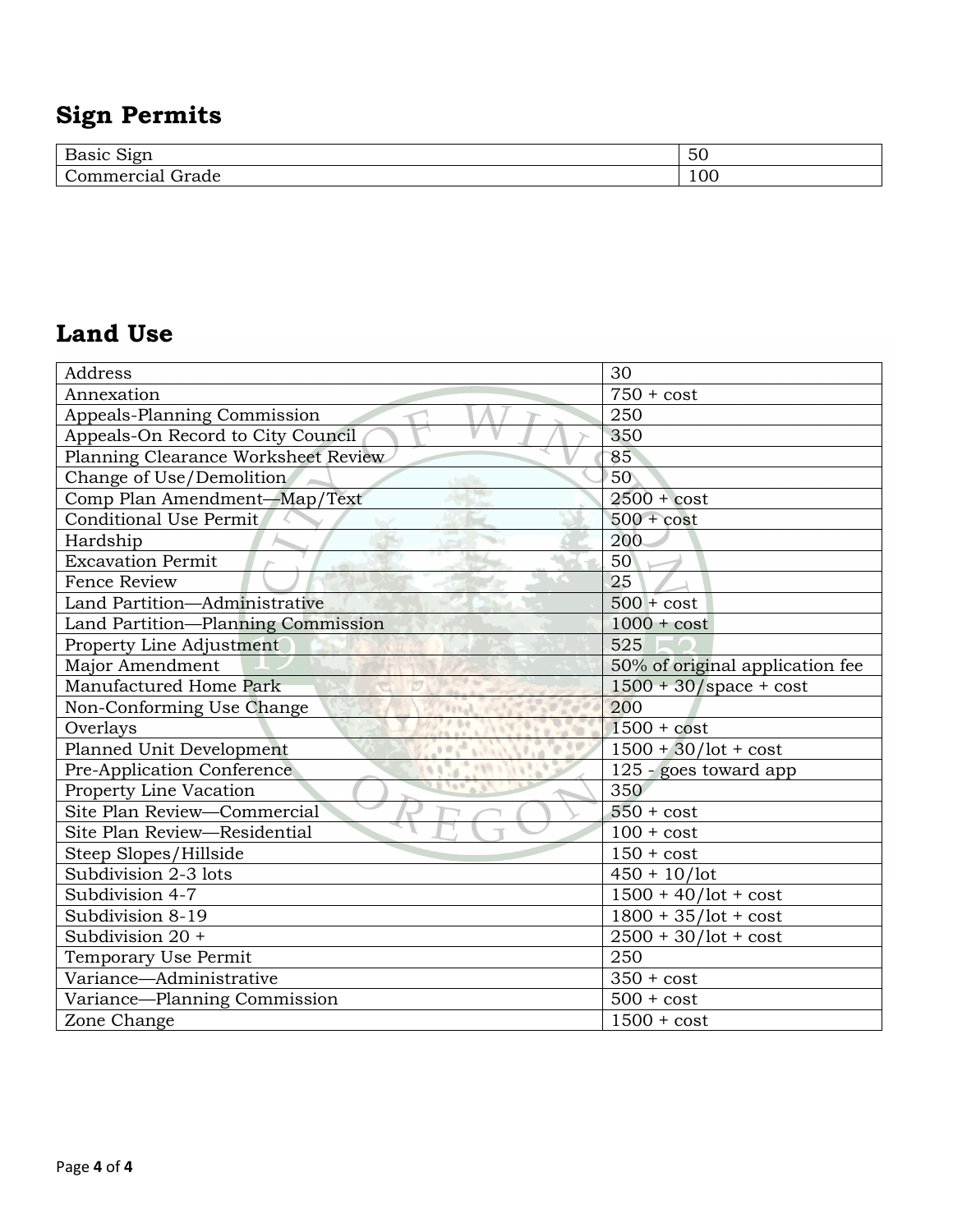## Sign Permits

| | |
|---|---|
| Basic Sign | 50 |
| Commercial Grade | 100 |

## Land Use

| | |
|---|---|
| Address | 30 |
| Annexation | 750 + cost |
| Appeals-Planning Commission | 250 |
| Appeals-On Record to City Council | 350 |
| Planning Clearance Worksheet Review | 85 |
| Change of Use/Demolition | 50 |
| Comp Plan Amendment—Map/Text | 2500 + cost |
| Conditional Use Permit | 500 + cost |
| Hardship | 200 |
| Excavation Permit | 50 |
| Fence Review | 25 |
| Land Partition—Administrative | 500 + cost |
| Land Partition—Planning Commission | 1000 + cost |
| Property Line Adjustment | 525 |
| Major Amendment | 50% of original application fee |
| Manufactured Home Park | 1500 + 30/space + cost |
| Non-Conforming Use Change | 200 |
| Overlays | 1500 + cost |
| Planned Unit Development | 1500 + 30/lot + cost |
| Pre-Application Conference | 125 - goes toward app |
| Property Line Vacation | 350 |
| Site Plan Review—Commercial | 550 + cost |
| Site Plan Review—Residential | 100 + cost |
| Steep Slopes/Hillside | 150 + cost |
| Subdivision 2-3 lots | 450 + 10/lot |
| Subdivision 4-7 | 1500 + 40/lot + cost |
| Subdivision 8-19 | 1800 + 35/lot + cost |
| Subdivision 20 + | 2500 + 30/lot + cost |
| Temporary Use Permit | 250 |
| Variance—Administrative | 350 + cost |
| Variance—Planning Commission | 500 + cost |
| Zone Change | 1500 + cost |